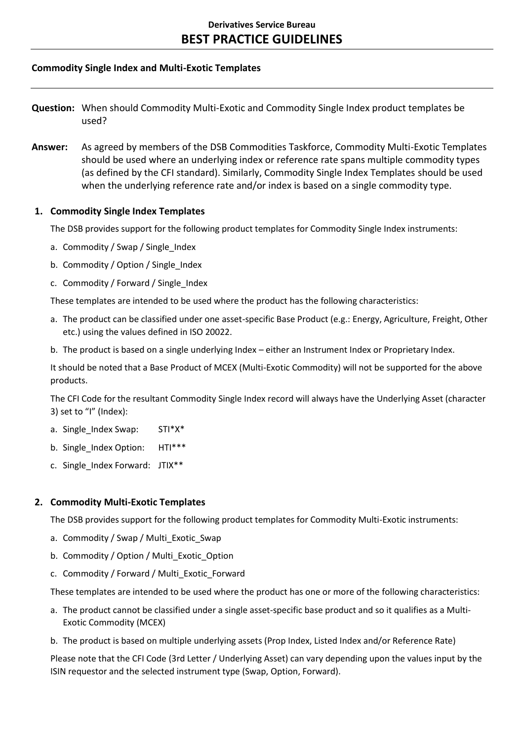**Derivatives Service Bureau**

# BEST PRACTICE GUIDELINES

---

**Commodity Single Index and Multi-Exotic Templates**

---

**Question:** When should Commodity Multi-Exotic and Commodity Single Index product templates be used?

**Answer:** As agreed by members of the DSB Commodities Taskforce, Commodity Multi-Exotic Templates should be used where an underlying index or reference rate spans multiple commodity types (as defined by the CFI standard). Similarly, Commodity Single Index Templates should be used when the underlying reference rate and/or index is based on a single commodity type.

## 1. Commodity Single Index Templates

The DSB provides support for the following product templates for Commodity Single Index instruments:

a. Commodity / Swap / Single_Index

b. Commodity / Option / Single_Index

c. Commodity / Forward / Single_Index

These templates are intended to be used where the product has the following characteristics:

a. The product can be classified under one asset-specific Base Product (e.g.: Energy, Agriculture, Freight, Other etc.) using the values defined in ISO 20022.

b. The product is based on a single underlying Index – either an Instrument Index or Proprietary Index.

It should be noted that a Base Product of MCEX (Multi-Exotic Commodity) will not be supported for the above products.

The CFI Code for the resultant Commodity Single Index record will always have the Underlying Asset (character 3) set to "I" (Index):

a. Single_Index Swap: STI*X*

b. Single_Index Option: HTI***

c. Single_Index Forward: JTIX**

## 2. Commodity Multi-Exotic Templates

The DSB provides support for the following product templates for Commodity Multi-Exotic instruments:

a. Commodity / Swap / Multi_Exotic_Swap

b. Commodity / Option / Multi_Exotic_Option

c. Commodity / Forward / Multi_Exotic_Forward

These templates are intended to be used where the product has one or more of the following characteristics:

a. The product cannot be classified under a single asset-specific base product and so it qualifies as a Multi-Exotic Commodity (MCEX)

b. The product is based on multiple underlying assets (Prop Index, Listed Index and/or Reference Rate)

Please note that the CFI Code (3rd Letter / Underlying Asset) can vary depending upon the values input by the ISIN requestor and the selected instrument type (Swap, Option, Forward).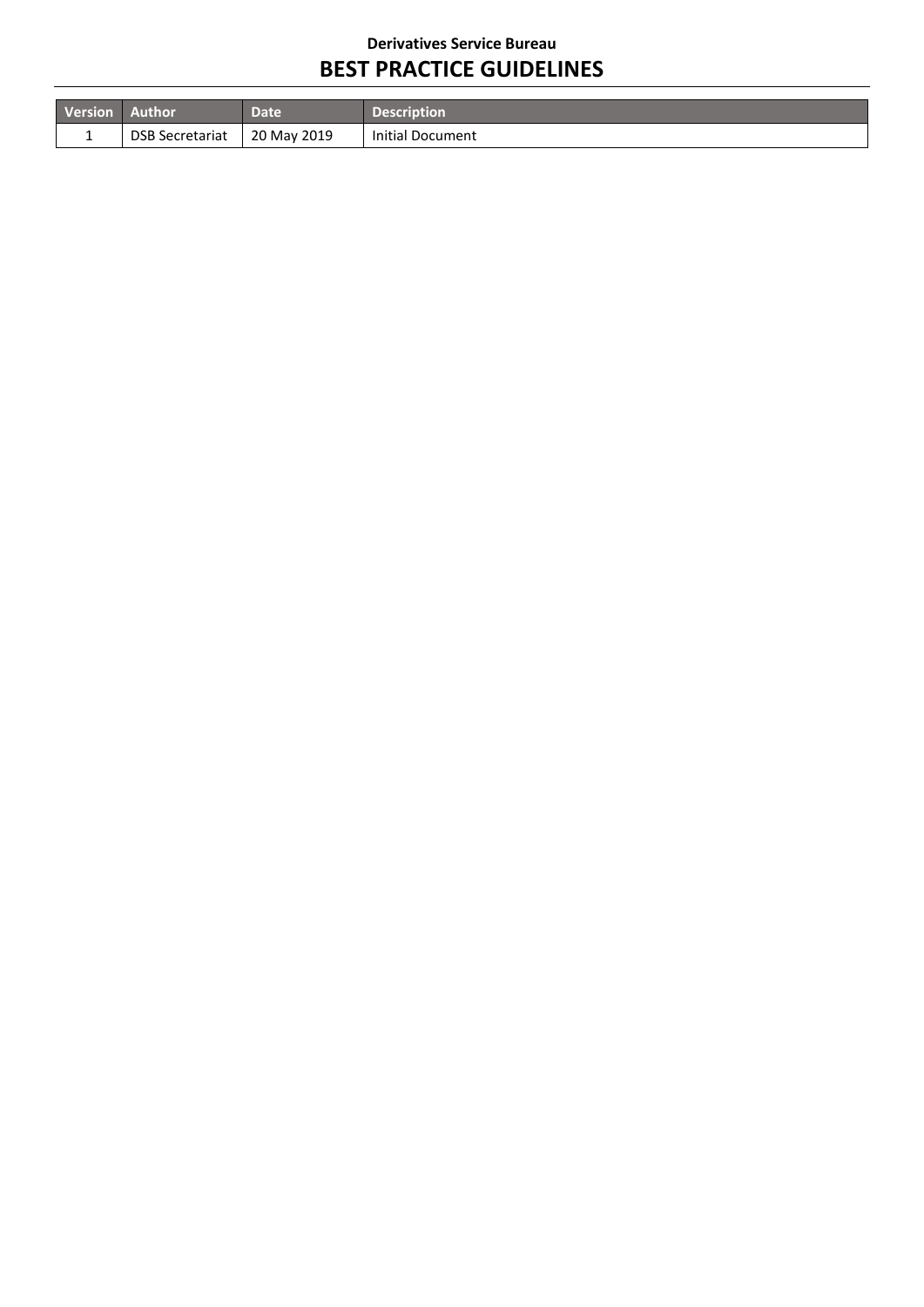| Version | Author | Date | Description |
| --- | --- | --- | --- |
| 1 | DSB Secretariat | 20 May 2019 | Initial Document |